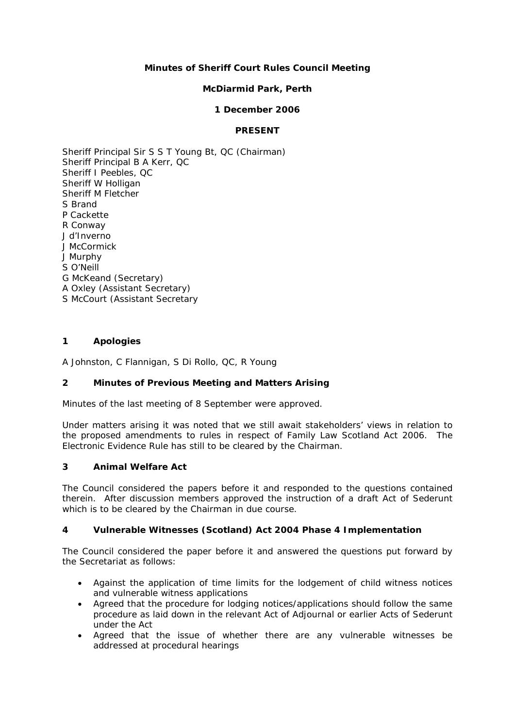**Minutes of Sheriff Court Rules Council Meeting**

**McDiarmid Park, Perth**

**1 December 2006**

**PRESENT**

Sheriff Principal Sir S S T Young Bt, QC (Chairman)
Sheriff Principal B A Kerr, QC
Sheriff I Peebles, QC
Sheriff W Holligan
Sheriff M Fletcher
S Brand
P Cackette
R Conway
J d'Inverno
J McCormick
J Murphy
S O'Neill
G McKeand (Secretary)
A Oxley (Assistant Secretary)
S McCourt (Assistant Secretary

## 1 Apologies

A Johnston, C Flannigan, S Di Rollo, QC, R Young

## 2 Minutes of Previous Meeting and Matters Arising

Minutes of the last meeting of 8 September were approved.

Under matters arising it was noted that we still await stakeholders' views in relation to the proposed amendments to rules in respect of Family Law Scotland Act 2006. The Electronic Evidence Rule has still to be cleared by the Chairman.

## 3 Animal Welfare Act

The Council considered the papers before it and responded to the questions contained therein. After discussion members approved the instruction of a draft Act of Sederunt which is to be cleared by the Chairman in due course.

## 4 Vulnerable Witnesses (Scotland) Act 2004 Phase 4 Implementation

The Council considered the paper before it and answered the questions put forward by the Secretariat as follows:

- Against the application of time limits for the lodgement of child witness notices and vulnerable witness applications
- Agreed that the procedure for lodging notices/applications should follow the same procedure as laid down in the relevant Act of Adjournal or earlier Acts of Sederunt under the Act
- Agreed that the issue of whether there are any vulnerable witnesses be addressed at procedural hearings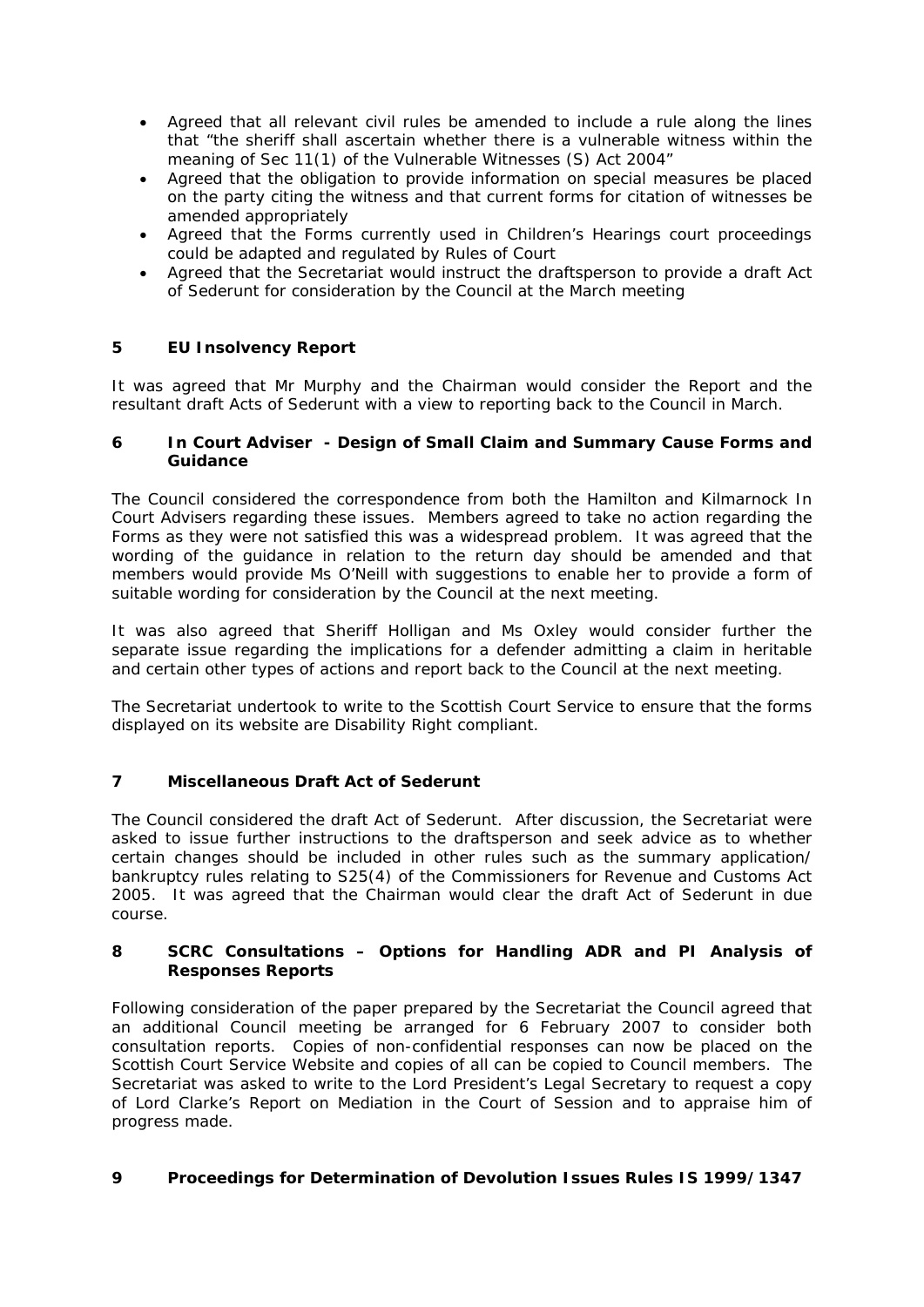- Agreed that all relevant civil rules be amended to include a rule along the lines that "the sheriff shall ascertain whether there is a vulnerable witness within the meaning of Sec 11(1) of the Vulnerable Witnesses (S) Act 2004"
- Agreed that the obligation to provide information on special measures be placed on the party citing the witness and that current forms for citation of witnesses be amended appropriately
- Agreed that the Forms currently used in Children's Hearings court proceedings could be adapted and regulated by Rules of Court
- Agreed that the Secretariat would instruct the draftsperson to provide a draft Act of Sederunt for consideration by the Council at the March meeting

## 5 EU Insolvency Report

It was agreed that Mr Murphy and the Chairman would consider the Report and the resultant draft Acts of Sederunt with a view to reporting back to the Council in March.

## 6 In Court Adviser - Design of Small Claim and Summary Cause Forms and Guidance

The Council considered the correspondence from both the Hamilton and Kilmarnock In Court Advisers regarding these issues. Members agreed to take no action regarding the Forms as they were not satisfied this was a widespread problem. It was agreed that the wording of the guidance in relation to the return day should be amended and that members would provide Ms O'Neill with suggestions to enable her to provide a form of suitable wording for consideration by the Council at the next meeting.

It was also agreed that Sheriff Holligan and Ms Oxley would consider further the separate issue regarding the implications for a defender admitting a claim in heritable and certain other types of actions and report back to the Council at the next meeting.

The Secretariat undertook to write to the Scottish Court Service to ensure that the forms displayed on its website are Disability Right compliant.

## 7 Miscellaneous Draft Act of Sederunt

The Council considered the draft Act of Sederunt. After discussion, the Secretariat were asked to issue further instructions to the draftsperson and seek advice as to whether certain changes should be included in other rules such as the summary application/ bankruptcy rules relating to S25(4) of the Commissioners for Revenue and Customs Act 2005. It was agreed that the Chairman would clear the draft Act of Sederunt in due course.

## 8 SCRC Consultations – Options for Handling ADR and PI Analysis of Responses Reports

Following consideration of the paper prepared by the Secretariat the Council agreed that an additional Council meeting be arranged for 6 February 2007 to consider both consultation reports. Copies of non-confidential responses can now be placed on the Scottish Court Service Website and copies of all can be copied to Council members. The Secretariat was asked to write to the Lord President's Legal Secretary to request a copy of Lord Clarke's Report on Mediation in the Court of Session and to appraise him of progress made.

## 9 Proceedings for Determination of Devolution Issues Rules IS 1999/1347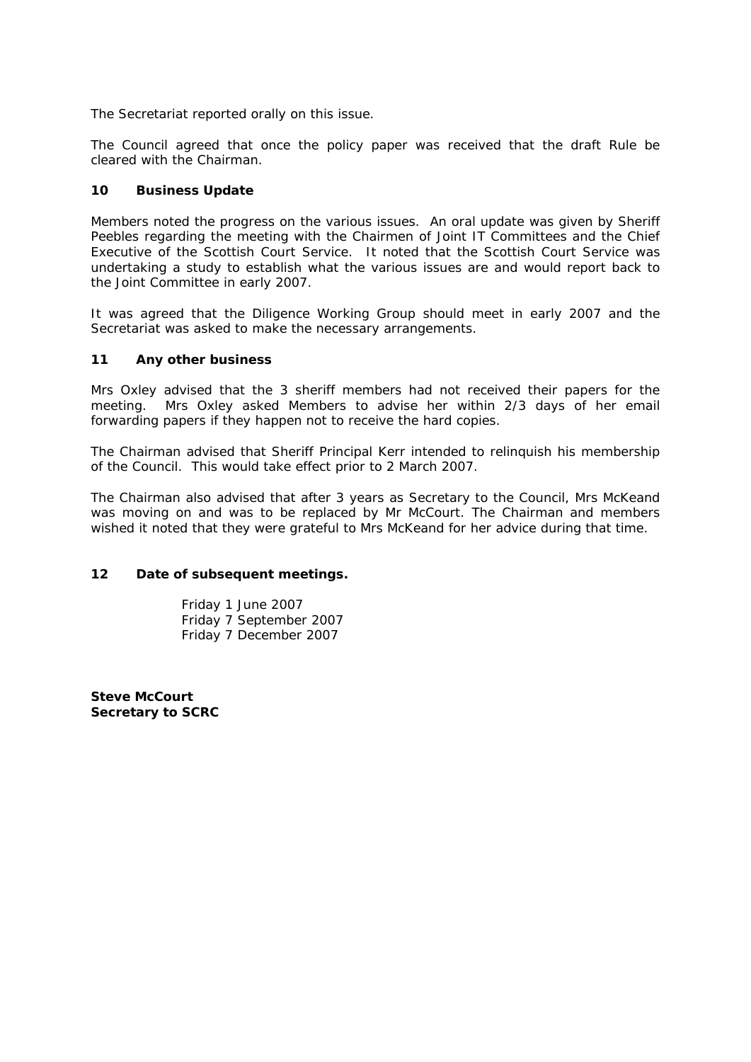The Secretariat reported orally on this issue.

The Council agreed that once the policy paper was received that the draft Rule be cleared with the Chairman.

## 10 Business Update

Members noted the progress on the various issues. An oral update was given by Sheriff Peebles regarding the meeting with the Chairmen of Joint IT Committees and the Chief Executive of the Scottish Court Service. It noted that the Scottish Court Service was undertaking a study to establish what the various issues are and would report back to the Joint Committee in early 2007.

It was agreed that the Diligence Working Group should meet in early 2007 and the Secretariat was asked to make the necessary arrangements.

## 11 Any other business

Mrs Oxley advised that the 3 sheriff members had not received their papers for the meeting. Mrs Oxley asked Members to advise her within 2/3 days of her email forwarding papers if they happen not to receive the hard copies.

The Chairman advised that Sheriff Principal Kerr intended to relinquish his membership of the Council. This would take effect prior to 2 March 2007.

The Chairman also advised that after 3 years as Secretary to the Council, Mrs McKeand was moving on and was to be replaced by Mr McCourt. The Chairman and members wished it noted that they were grateful to Mrs McKeand for her advice during that time.

## 12 Date of subsequent meetings.

Friday 1 June 2007
Friday 7 September 2007
Friday 7 December 2007

**Steve McCourt**
**Secretary to SCRC**